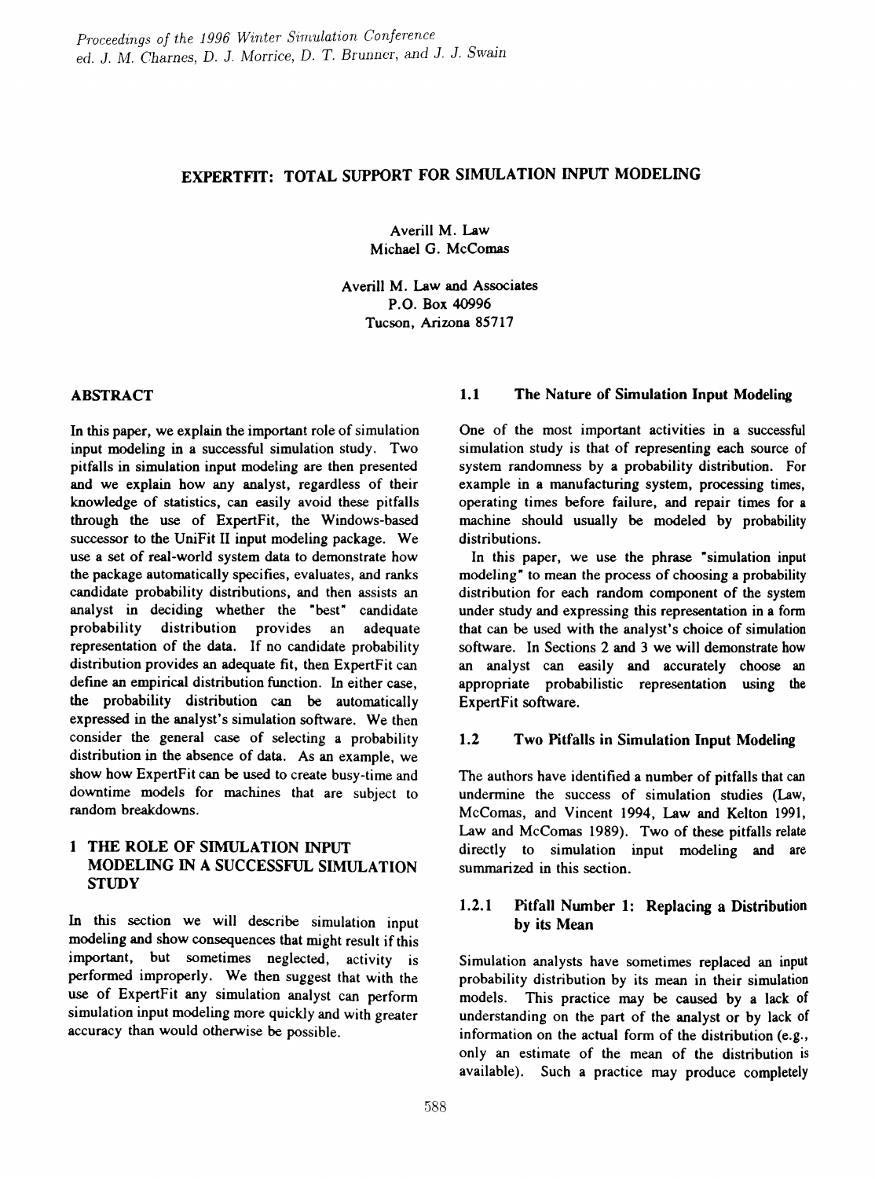# EXPERTFIT: TOTAL SUPPORT FOR SIMULATION INPUT MODELING

Averill M. Law
Michael G. McComas

Averill M. Law and Associates
P.O. Box 40996
Tucson, Arizona 85717

## ABSTRACT

In this paper, we explain the important role of simulation input modeling in a successful simulation study. Two pitfalls in simulation input modeling are then presented and we explain how any analyst, regardless of their knowledge of statistics, can easily avoid these pitfalls through the use of ExpertFit, the Windows-based successor to the UniFit II input modeling package. We use a set of real-world system data to demonstrate how the package automatically specifies, evaluates, and ranks candidate probability distributions, and then assists an analyst in deciding whether the "best" candidate probability distribution provides an adequate representation of the data. If no candidate probability distribution provides an adequate fit, then ExpertFit can define an empirical distribution function. In either case, the probability distribution can be automatically expressed in the analyst's simulation software. We then consider the general case of selecting a probability distribution in the absence of data. As an example, we show how ExpertFit can be used to create busy-time and downtime models for machines that are subject to random breakdowns.

## 1 THE ROLE OF SIMULATION INPUT MODELING IN A SUCCESSFUL SIMULATION STUDY

In this section we will describe simulation input modeling and show consequences that might result if this important, but sometimes neglected, activity is performed improperly. We then suggest that with the use of ExpertFit any simulation analyst can perform simulation input modeling more quickly and with greater accuracy than would otherwise be possible.

### 1.1 The Nature of Simulation Input Modeling

One of the most important activities in a successful simulation study is that of representing each source of system randomness by a probability distribution. For example in a manufacturing system, processing times, operating times before failure, and repair times for a machine should usually be modeled by probability distributions.

In this paper, we use the phrase "simulation input modeling" to mean the process of choosing a probability distribution for each random component of the system under study and expressing this representation in a form that can be used with the analyst's choice of simulation software. In Sections 2 and 3 we will demonstrate how an analyst can easily and accurately choose an appropriate probabilistic representation using the ExpertFit software.

### 1.2 Two Pitfalls in Simulation Input Modeling

The authors have identified a number of pitfalls that can undermine the success of simulation studies (Law, McComas, and Vincent 1994, Law and Kelton 1991, Law and McComas 1989). Two of these pitfalls relate directly to simulation input modeling and are summarized in this section.

#### 1.2.1 Pitfall Number 1: Replacing a Distribution by its Mean

Simulation analysts have sometimes replaced an input probability distribution by its mean in their simulation models. This practice may be caused by a lack of understanding on the part of the analyst or by lack of information on the actual form of the distribution (e.g., only an estimate of the mean of the distribution is available). Such a practice may produce completely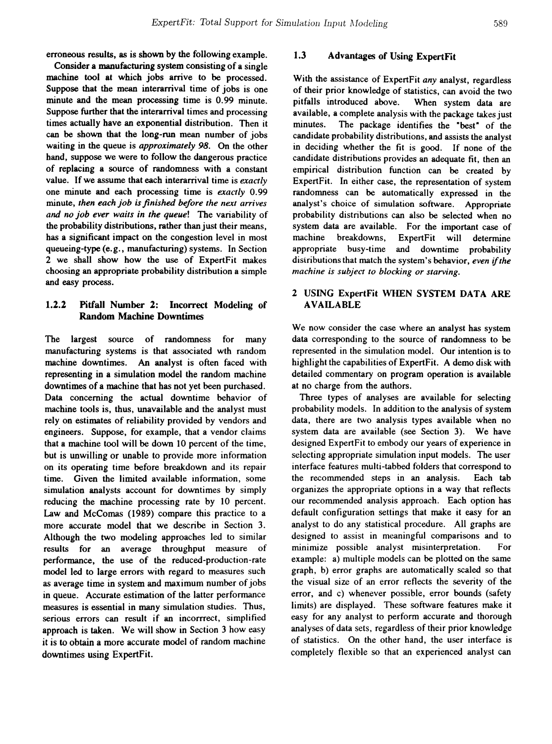erroneous results, as is shown by the following example.

Consider a manufacturing system consisting of a single machine tool at which jobs arrive to be processed. Suppose that the mean interarrival time of jobs is one minute and the mean processing time is 0.99 minute. Suppose further that the interarrival times and processing times actually have an exponential distribution. Then it can be shown that the long-run mean number of jobs waiting in the queue is *approximately 98*. On the other hand, suppose we were to follow the dangerous practice of replacing a source of randomness with a constant value. If we assume that each interarrival time is *exactly* one minute and each processing time is *exactly* 0.99 minute, *then each job is finished before the next arrives and no job ever waits in the queue*! The variability of the probability distributions, rather than just their means, has a significant impact on the congestion level in most queueing-type (e.g., manufacturing) systems. In Section 2 we shall show how the use of ExpertFit makes choosing an appropriate probability distribution a simple and easy process.

#### 1.2.2 Pitfall Number 2: Incorrect Modeling of Random Machine Downtimes

The largest source of randomness for many manufacturing systems is that associated wth random machine downtimes. An analyst is often faced with representing in a simulation model the random machine downtimes of a machine that has not yet been purchased. Data concerning the actual downtime behavior of machine tools is, thus, unavailable and the analyst must rely on estimates of reliability provided by vendors and engineers. Suppose, for example, that a vendor claims that a machine tool will be down 10 percent of the time, but is unwilling or unable to provide more information on its operating time before breakdown and its repair time. Given the limited available information, some simulation analysts account for downtimes by simply reducing the machine processing rate by 10 percent. Law and McComas (1989) compare this practice to a more accurate model that we describe in Section 3. Although the two modeling approaches led to similar results for an average throughput measure of performance, the use of the reduced-production-rate model led to large errors with regard to measures such as average time in system and maximum number of jobs in queue. Accurate estimation of the latter performance measures is essential in many simulation studies. Thus, serious errors can result if an incorrrect, simplified approach is taken. We will show in Section 3 how easy it is to obtain a more accurate model of random machine downtimes using ExpertFit.

### 1.3 Advantages of Using ExpertFit

With the assistance of ExpertFit *any* analyst, regardless of their prior knowledge of statistics, can avoid the two pitfalls introduced above. When system data are available, a complete analysis with the package takes just minutes. The package identifies the "best" of the candidate probability distributions, and assists the analyst in deciding whether the fit is good. If none of the candidate distributions provides an adequate fit, then an empirical distribution function can be created by ExpertFit. In either case, the representation of system randomness can be automatically expressed in the analyst's choice of simulation software. Appropriate probability distributions can also be selected when no system data are available. For the important case of machine breakdowns, ExpertFit will determine appropriate busy-time and downtime probability distributions that match the system's behavior, *even if the machine is subject to blocking or starving.*

## 2 USING ExpertFit WHEN SYSTEM DATA ARE AVAILABLE

We now consider the case where an analyst has system data corresponding to the source of randomness to be represented in the simulation model. Our intention is to highlight the capabilities of ExpertFit. A demo disk with detailed commentary on program operation is available at no charge from the authors.

Three types of analyses are available for selecting probability models. In addition to the analysis of system data, there are two analysis types available when no system data are available (see Section 3). We have designed ExpertFit to embody our years of experience in selecting appropriate simulation input models. The user interface features multi-tabbed folders that correspond to the recommended steps in an analysis. Each tab organizes the appropriate options in a way that reflects our recommended analysis approach. Each option has default configuration settings that make it easy for an analyst to do any statistical procedure. All graphs are designed to assist in meaningful comparisons and to minimize possible analyst misinterpretation. For example: a) multiple models can be plotted on the same graph, b) error graphs are automatically scaled so that the visual size of an error reflects the severity of the error, and c) whenever possible, error bounds (safety limits) are displayed. These software features make it easy for any analyst to perform accurate and thorough analyses of data sets, regardless of their prior knowledge of statistics. On the other hand, the user interface is completely flexible so that an experienced analyst can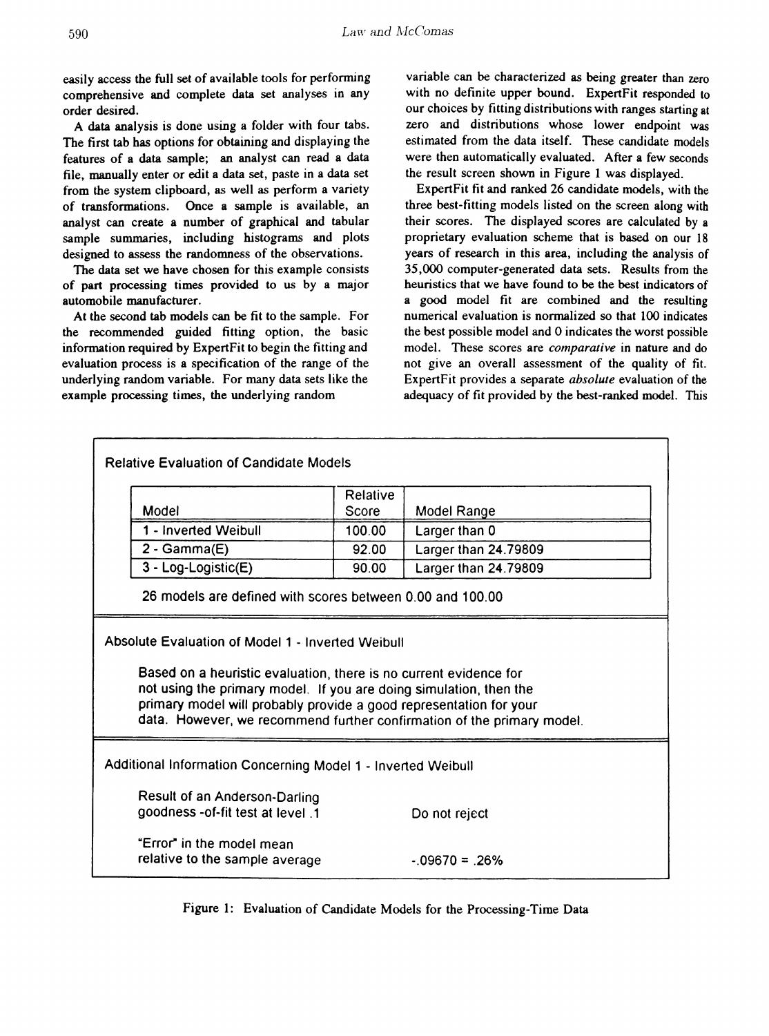easily access the full set of available tools for performing comprehensive and complete data set analyses in any order desired.

A data analysis is done using a folder with four tabs. The first tab has options for obtaining and displaying the features of a data sample; an analyst can read a data file, manually enter or edit a data set, paste in a data set from the system clipboard, as well as perform a variety of transformations. Once a sample is available, an analyst can create a number of graphical and tabular sample summaries, including histograms and plots designed to assess the randomness of the observations.

The data set we have chosen for this example consists of part processing times provided to us by a major automobile manufacturer.

At the second tab models can be fit to the sample. For the recommended guided fitting option, the basic information required by ExpertFit to begin the fitting and evaluation process is a specification of the range of the underlying random variable. For many data sets like the example processing times, the underlying random variable can be characterized as being greater than zero with no definite upper bound. ExpertFit responded to our choices by fitting distributions with ranges starting at zero and distributions whose lower endpoint was estimated from the data itself. These candidate models were then automatically evaluated. After a few seconds the result screen shown in Figure 1 was displayed.

ExpertFit fit and ranked 26 candidate models, with the three best-fitting models listed on the screen along with their scores. The displayed scores are calculated by a proprietary evaluation scheme that is based on our 18 years of research in this area, including the analysis of 35,000 computer-generated data sets. Results from the heuristics that we have found to be the best indicators of a good model fit are combined and the resulting numerical evaluation is normalized so that 100 indicates the best possible model and 0 indicates the worst possible model. These scores are *comparative* in nature and do not give an overall assessment of the quality of fit. ExpertFit provides a separate *absolute* evaluation of the adequacy of fit provided by the best-ranked model. This

**Relative Evaluation of Candidate Models**

| Model | Relative Score | Model Range |
|---|---|---|
| 1 - Inverted Weibull | 100.00 | Larger than 0 |
| 2 - Gamma(E) | 92.00 | Larger than 24.79809 |
| 3 - Log-Logistic(E) | 90.00 | Larger than 24.79809 |

26 models are defined with scores between 0.00 and 100.00

**Absolute Evaluation of Model 1 - Inverted Weibull**

Based on a heuristic evaluation, there is no current evidence for not using the primary model. If you are doing simulation, then the primary model will probably provide a good representation for your data. However, we recommend further confirmation of the primary model.

**Additional Information Concerning Model 1 - Inverted Weibull**

| | |
|---|---|
| Result of an Anderson-Darling goodness -of-fit test at level .1 | Do not reject |
| "Error" in the model mean relative to the sample average | -.09670 = .26% |

Figure 1: Evaluation of Candidate Models for the Processing-Time Data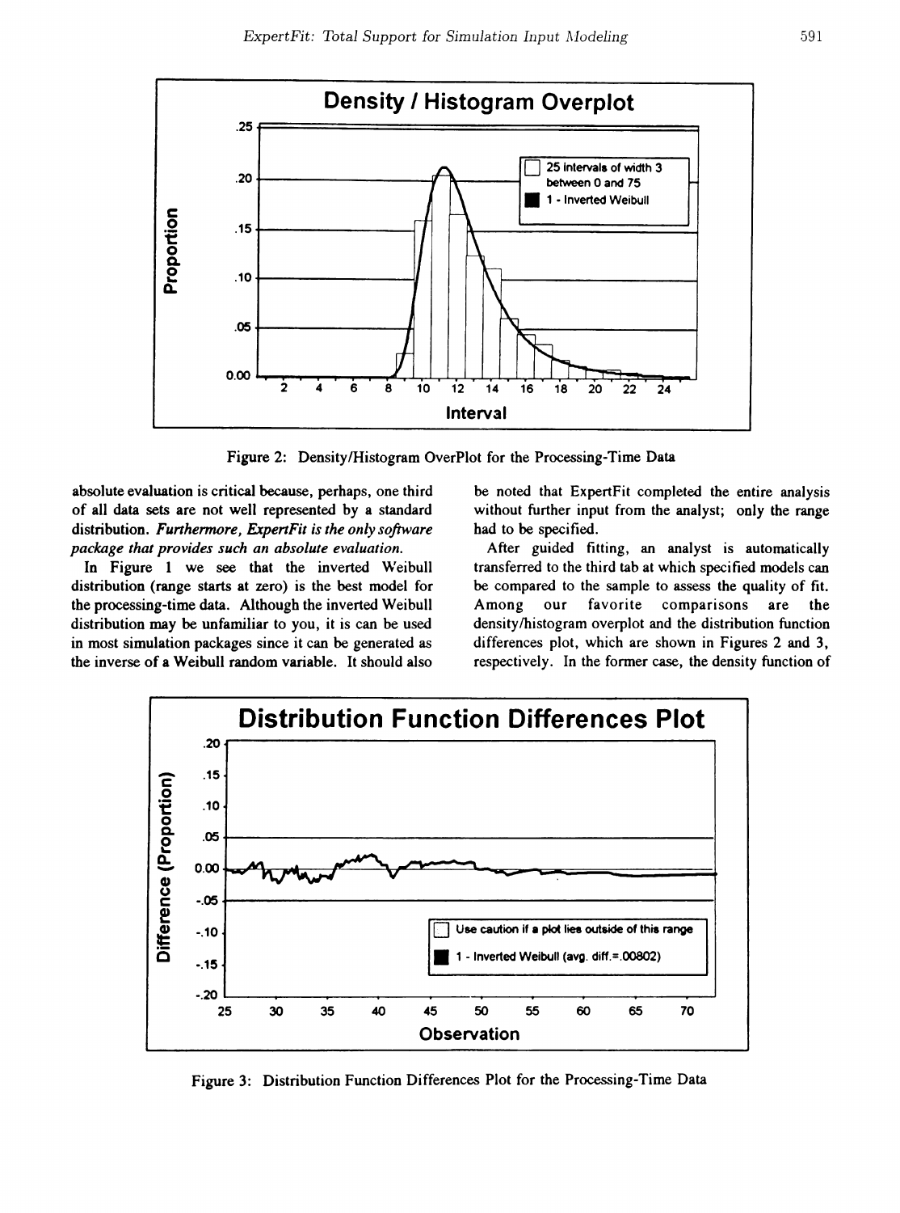Figure 2: Density/Histogram OverPlot for the Processing-Time Data

absolute evaluation is critical because, perhaps, one third of all data sets are not well represented by a standard distribution. *Furthermore, ExpertFit is the only software package that provides such an absolute evaluation.*

In Figure 1 we see that the inverted Weibull distribution (range starts at zero) is the best model for the processing-time data. Although the inverted Weibull distribution may be unfamiliar to you, it is can be used in most simulation packages since it can be generated as the inverse of a Weibull random variable. It should also be noted that ExpertFit completed the entire analysis without further input from the analyst; only the range had to be specified.

After guided fitting, an analyst is automatically transferred to the third tab at which specified models can be compared to the sample to assess the quality of fit. Among our favorite comparisons are the density/histogram overplot and the distribution function differences plot, which are shown in Figures 2 and 3, respectively. In the former case, the density function of

Figure 3: Distribution Function Differences Plot for the Processing-Time Data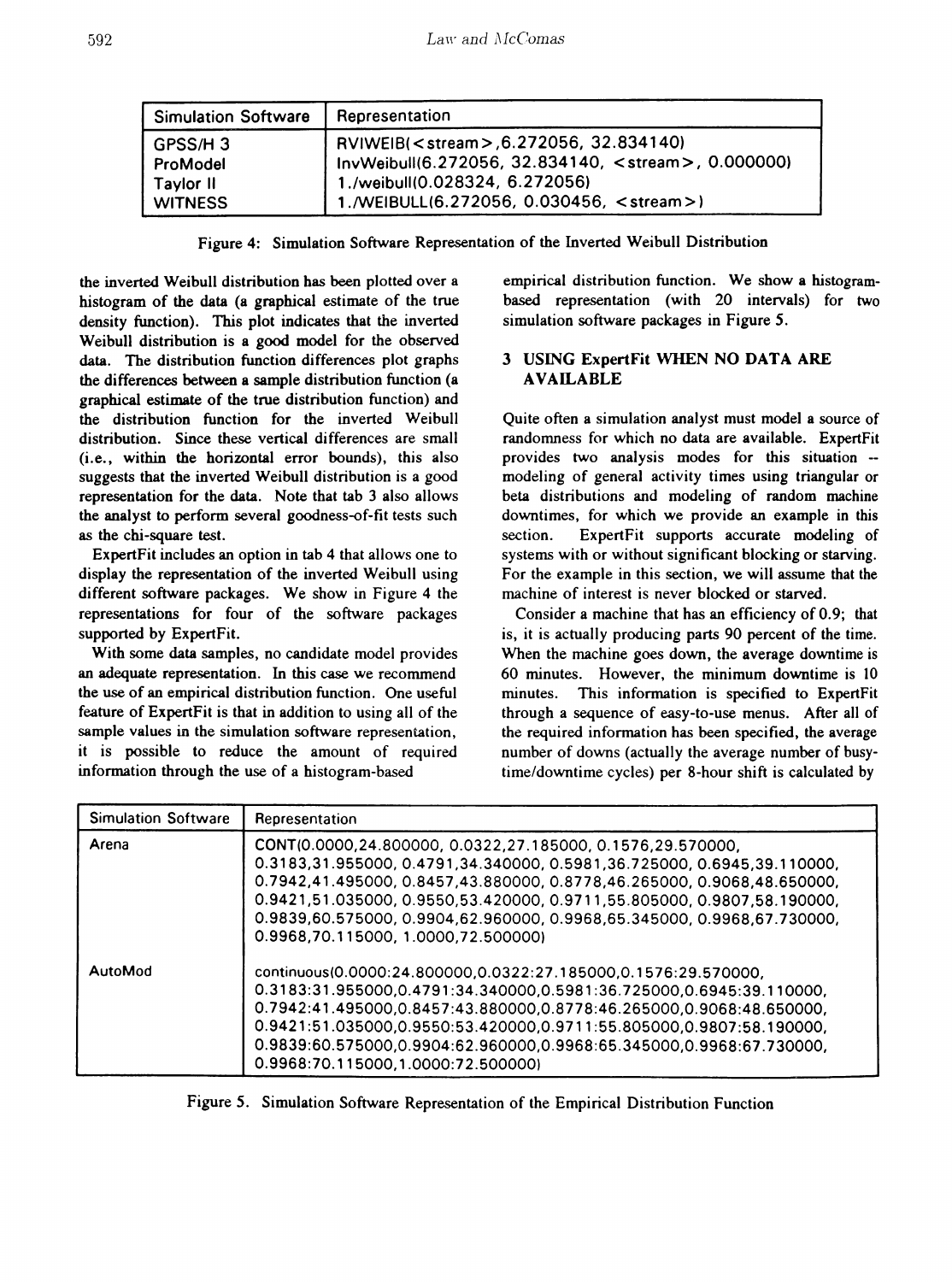| Simulation Software | Representation |
|---|---|
| GPSS/H 3 | RVIWEIB(<stream>,6.272056, 32.834140) |
| ProModel | InvWeibull(6.272056, 32.834140, <stream>, 0.000000) |
| Taylor II | 1./weibull(0.028324, 6.272056) |
| WITNESS | 1./WEIBULL(6.272056, 0.030456, <stream>) |

Figure 4: Simulation Software Representation of the Inverted Weibull Distribution

the inverted Weibull distribution has been plotted over a histogram of the data (a graphical estimate of the true density function). This plot indicates that the inverted Weibull distribution is a good model for the observed data. The distribution function differences plot graphs the differences between a sample distribution function (a graphical estimate of the true distribution function) and the distribution function for the inverted Weibull distribution. Since these vertical differences are small (i.e., within the horizontal error bounds), this also suggests that the inverted Weibull distribution is a good representation for the data. Note that tab 3 also allows the analyst to perform several goodness-of-fit tests such as the chi-square test.

ExpertFit includes an option in tab 4 that allows one to display the representation of the inverted Weibull using different software packages. We show in Figure 4 the representations for four of the software packages supported by ExpertFit.

With some data samples, no candidate model provides an adequate representation. In this case we recommend the use of an empirical distribution function. One useful feature of ExpertFit is that in addition to using all of the sample values in the simulation software representation, it is possible to reduce the amount of required information through the use of a histogram-based empirical distribution function. We show a histogram-based representation (with 20 intervals) for two simulation software packages in Figure 5.

## 3 USING ExpertFit WHEN NO DATA ARE AVAILABLE

Quite often a simulation analyst must model a source of randomness for which no data are available. ExpertFit provides two analysis modes for this situation -- modeling of general activity times using triangular or beta distributions and modeling of random machine downtimes, for which we provide an example in this section. ExpertFit supports accurate modeling of systems with or without significant blocking or starving. For the example in this section, we will assume that the machine of interest is never blocked or starved.

Consider a machine that has an efficiency of 0.9; that is, it is actually producing parts 90 percent of the time. When the machine goes down, the average downtime is 60 minutes. However, the minimum downtime is 10 minutes. This information is specified to ExpertFit through a sequence of easy-to-use menus. After all of the required information has been specified, the average number of downs (actually the average number of busy-time/downtime cycles) per 8-hour shift is calculated by

| Simulation Software | Representation |
|---|---|
| Arena | CONT(0.0000,24.800000, 0.0322,27.185000, 0.1576,29.570000, 0.3183,31.955000, 0.4791,34.340000, 0.5981,36.725000, 0.6945,39.110000, 0.7942,41.495000, 0.8457,43.880000, 0.8778,46.265000, 0.9068,48.650000, 0.9421,51.035000, 0.9550,53.420000, 0.9711,55.805000, 0.9807,58.190000, 0.9839,60.575000, 0.9904,62.960000, 0.9968,65.345000, 0.9968,67.730000, 0.9968,70.115000, 1.0000,72.500000) |
| AutoMod | continuous(0.0000:24.800000,0.0322:27.185000,0.1576:29.570000, 0.3183:31.955000,0.4791:34.340000,0.5981:36.725000,0.6945:39.110000, 0.7942:41.495000,0.8457:43.880000,0.8778:46.265000,0.9068:48.650000, 0.9421:51.035000,0.9550:53.420000,0.9711:55.805000,0.9807:58.190000, 0.9839:60.575000,0.9904:62.960000,0.9968:65.345000,0.9968:67.730000, 0.9968:70.115000,1.0000:72.500000) |

Figure 5. Simulation Software Representation of the Empirical Distribution Function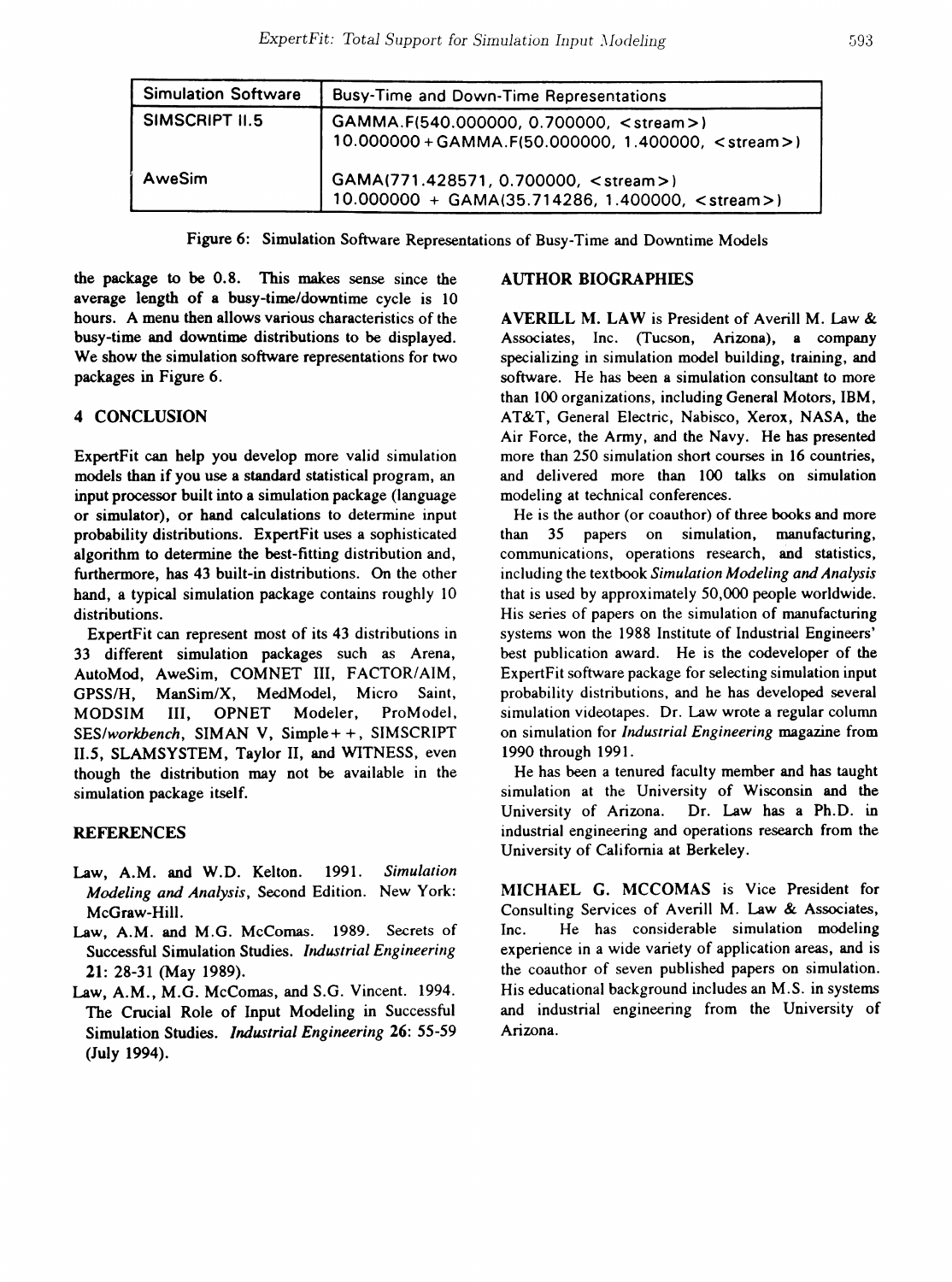| Simulation Software | Busy-Time and Down-Time Representations |
|---|---|
| SIMSCRIPT II.5 | GAMMA.F(540.000000, 0.700000, <stream>)<br>10.000000+GAMMA.F(50.000000, 1.400000, <stream>) |
| AweSim | GAMA(771.428571, 0.700000, <stream>)<br>10.000000 + GAMA(35.714286, 1.400000, <stream>) |

Figure 6: Simulation Software Representations of Busy-Time and Downtime Models

the package to be 0.8. This makes sense since the average length of a busy-time/downtime cycle is 10 hours. A menu then allows various characteristics of the busy-time and downtime distributions to be displayed. We show the simulation software representations for two packages in Figure 6.

## 4 CONCLUSION

ExpertFit can help you develop more valid simulation models than if you use a standard statistical program, an input processor built into a simulation package (language or simulator), or hand calculations to determine input probability distributions. ExpertFit uses a sophisticated algorithm to determine the best-fitting distribution and, furthermore, has 43 built-in distributions. On the other hand, a typical simulation package contains roughly 10 distributions.

ExpertFit can represent most of its 43 distributions in 33 different simulation packages such as Arena, AutoMod, AweSim, COMNET III, FACTOR/AIM, GPSS/H, ManSim/X, MedModel, Micro Saint, MODSIM III, OPNET Modeler, ProModel, SES/*workbench*, SIMAN V, Simple++, SIMSCRIPT II.5, SLAMSYSTEM, Taylor II, and WITNESS, even though the distribution may not be available in the simulation package itself.

## REFERENCES

Law, A.M. and W.D. Kelton. 1991. *Simulation Modeling and Analysis*, Second Edition. New York: McGraw-Hill.

Law, A.M. and M.G. McComas. 1989. Secrets of Successful Simulation Studies. *Industrial Engineering* **21**: 28-31 (May 1989).

Law, A.M., M.G. McComas, and S.G. Vincent. 1994. The Crucial Role of Input Modeling in Successful Simulation Studies. *Industrial Engineering* **26**: 55-59 (July 1994).

## AUTHOR BIOGRAPHIES

**AVERILL M. LAW** is President of Averill M. Law & Associates, Inc. (Tucson, Arizona), a company specializing in simulation model building, training, and software. He has been a simulation consultant to more than 100 organizations, including General Motors, IBM, AT&T, General Electric, Nabisco, Xerox, NASA, the Air Force, the Army, and the Navy. He has presented more than 250 simulation short courses in 16 countries, and delivered more than 100 talks on simulation modeling at technical conferences.

He is the author (or coauthor) of three books and more than 35 papers on simulation, manufacturing, communications, operations research, and statistics, including the textbook *Simulation Modeling and Analysis* that is used by approximately 50,000 people worldwide. His series of papers on the simulation of manufacturing systems won the 1988 Institute of Industrial Engineers' best publication award. He is the codeveloper of the ExpertFit software package for selecting simulation input probability distributions, and he has developed several simulation videotapes. Dr. Law wrote a regular column on simulation for *Industrial Engineering* magazine from 1990 through 1991.

He has been a tenured faculty member and has taught simulation at the University of Wisconsin and the University of Arizona. Dr. Law has a Ph.D. in industrial engineering and operations research from the University of California at Berkeley.

**MICHAEL G. MCCOMAS** is Vice President for Consulting Services of Averill M. Law & Associates, Inc. He has considerable simulation modeling experience in a wide variety of application areas, and is the coauthor of seven published papers on simulation. His educational background includes an M.S. in systems and industrial engineering from the University of Arizona.